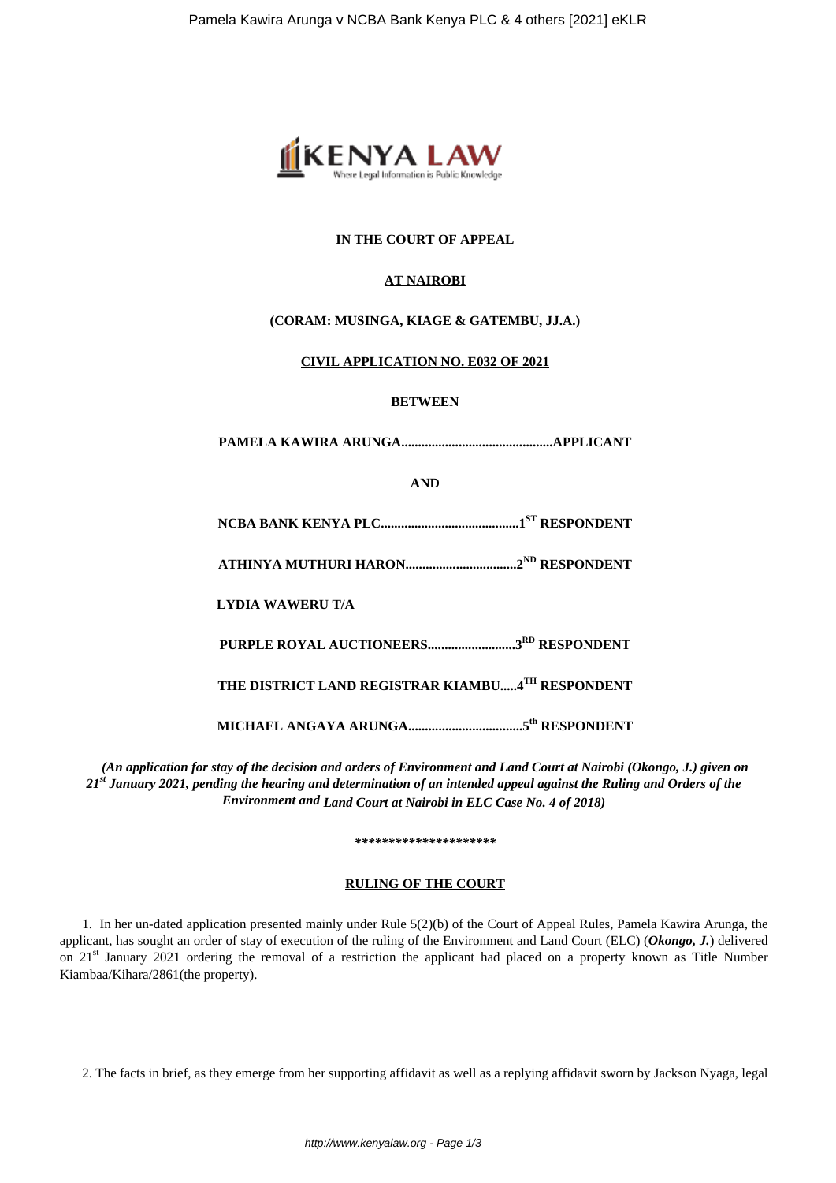**IN THE COURT OF APPEAL**

**AT NAIROBI**

**(CORAM: MUSINGA, KIAGE & GATEMBU, JJ.A.)**

**CIVIL APPLICATION NO. E032 OF 2021**

**BETWEEN**

**PAMELA KAWIRA ARUNGA.............................................APPLICANT**

**AND**

**NCBA BANK KENYA PLC.........................................1ST RESPONDENT**

**ATHINYA MUTHURI HARON.................................2ND RESPONDENT**

**LYDIA WAWERU T/A**

**PURPLE ROYAL AUCTIONEERS..........................3RD RESPONDENT**

**THE DISTRICT LAND REGISTRAR KIAMBU.....4TH RESPONDENT**

**MICHAEL ANGAYA ARUNGA..................................5th RESPONDENT**

***(An application for stay of the decision and orders of Environment and Land Court at Nairobi (Okongo, J.) given on 21st January 2021, pending the hearing and determination of an intended appeal against the Ruling and Orders of the Environment and Land Court at Nairobi in ELC Case No. 4 of 2018)***

**********************

**RULING OF THE COURT**

1. In her un-dated application presented mainly under Rule 5(2)(b) of the Court of Appeal Rules, Pamela Kawira Arunga, the applicant, has sought an order of stay of execution of the ruling of the Environment and Land Court (ELC) (***Okongo, J.***) delivered on 21st January 2021 ordering the removal of a restriction the applicant had placed on a property known as Title Number Kiambaa/Kihara/2861(the property).

2. The facts in brief, as they emerge from her supporting affidavit as well as a replying affidavit sworn by Jackson Nyaga, legal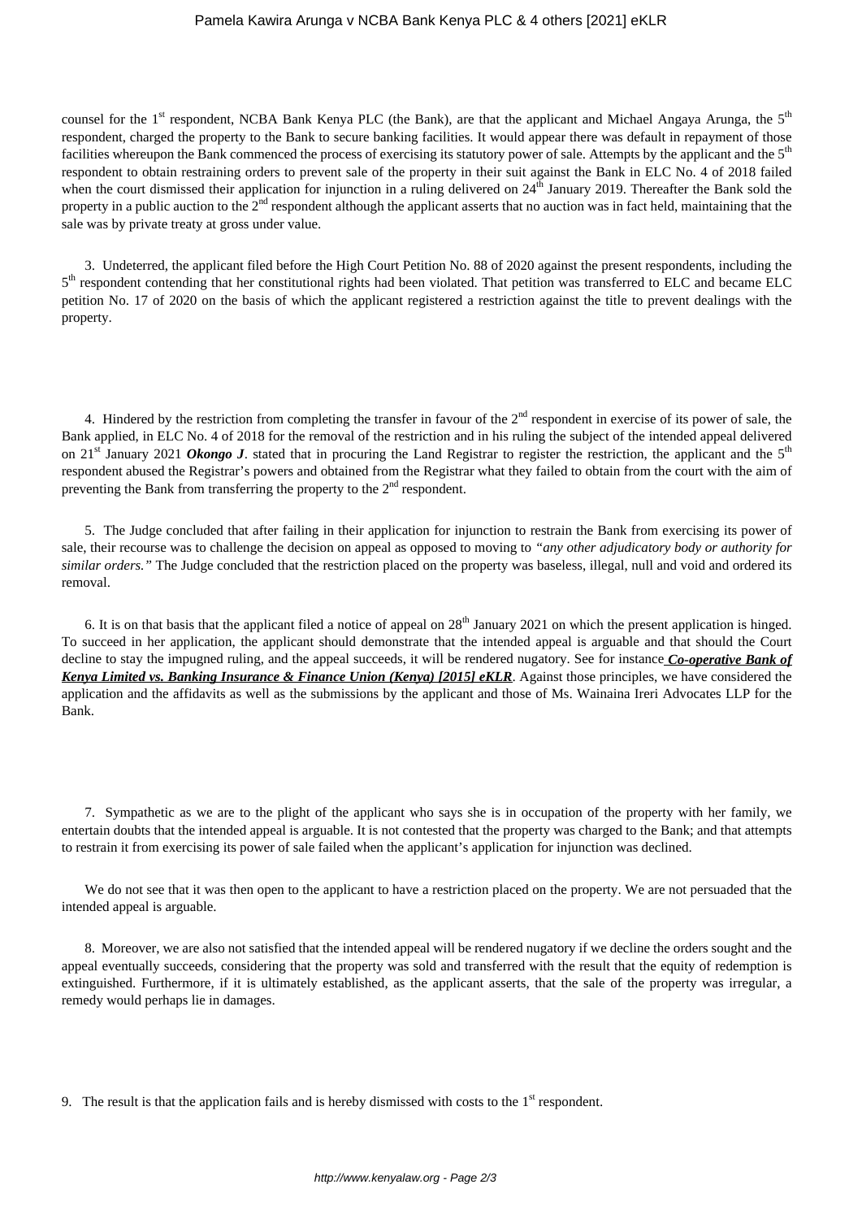counsel for the 1st respondent, NCBA Bank Kenya PLC (the Bank), are that the applicant and Michael Angaya Arunga, the 5th respondent, charged the property to the Bank to secure banking facilities. It would appear there was default in repayment of those facilities whereupon the Bank commenced the process of exercising its statutory power of sale. Attempts by the applicant and the 5th respondent to obtain restraining orders to prevent sale of the property in their suit against the Bank in ELC No. 4 of 2018 failed when the court dismissed their application for injunction in a ruling delivered on 24th January 2019. Thereafter the Bank sold the property in a public auction to the 2nd respondent although the applicant asserts that no auction was in fact held, maintaining that the sale was by private treaty at gross under value.

3. Undeterred, the applicant filed before the High Court Petition No. 88 of 2020 against the present respondents, including the 5th respondent contending that her constitutional rights had been violated. That petition was transferred to ELC and became ELC petition No. 17 of 2020 on the basis of which the applicant registered a restriction against the title to prevent dealings with the property.

4. Hindered by the restriction from completing the transfer in favour of the 2nd respondent in exercise of its power of sale, the Bank applied, in ELC No. 4 of 2018 for the removal of the restriction and in his ruling the subject of the intended appeal delivered on 21st January 2021 ***Okongo J***. stated that in procuring the Land Registrar to register the restriction, the applicant and the 5th respondent abused the Registrar's powers and obtained from the Registrar what they failed to obtain from the court with the aim of preventing the Bank from transferring the property to the 2nd respondent.

5. The Judge concluded that after failing in their application for injunction to restrain the Bank from exercising its power of sale, their recourse was to challenge the decision on appeal as opposed to moving to *"any other adjudicatory body or authority for similar orders."* The Judge concluded that the restriction placed on the property was baseless, illegal, null and void and ordered its removal.

6. It is on that basis that the applicant filed a notice of appeal on 28th January 2021 on which the present application is hinged. To succeed in her application, the applicant should demonstrate that the intended appeal is arguable and that should the Court decline to stay the impugned ruling, and the appeal succeeds, it will be rendered nugatory. See for instance ***Co-operative Bank of Kenya Limited vs. Banking Insurance & Finance Union (Kenya) [2015] eKLR***. Against those principles, we have considered the application and the affidavits as well as the submissions by the applicant and those of Ms. Wainaina Ireri Advocates LLP for the Bank.

7. Sympathetic as we are to the plight of the applicant who says she is in occupation of the property with her family, we entertain doubts that the intended appeal is arguable. It is not contested that the property was charged to the Bank; and that attempts to restrain it from exercising its power of sale failed when the applicant's application for injunction was declined.

We do not see that it was then open to the applicant to have a restriction placed on the property. We are not persuaded that the intended appeal is arguable.

8. Moreover, we are also not satisfied that the intended appeal will be rendered nugatory if we decline the orders sought and the appeal eventually succeeds, considering that the property was sold and transferred with the result that the equity of redemption is extinguished. Furthermore, if it is ultimately established, as the applicant asserts, that the sale of the property was irregular, a remedy would perhaps lie in damages.

9. The result is that the application fails and is hereby dismissed with costs to the 1st respondent.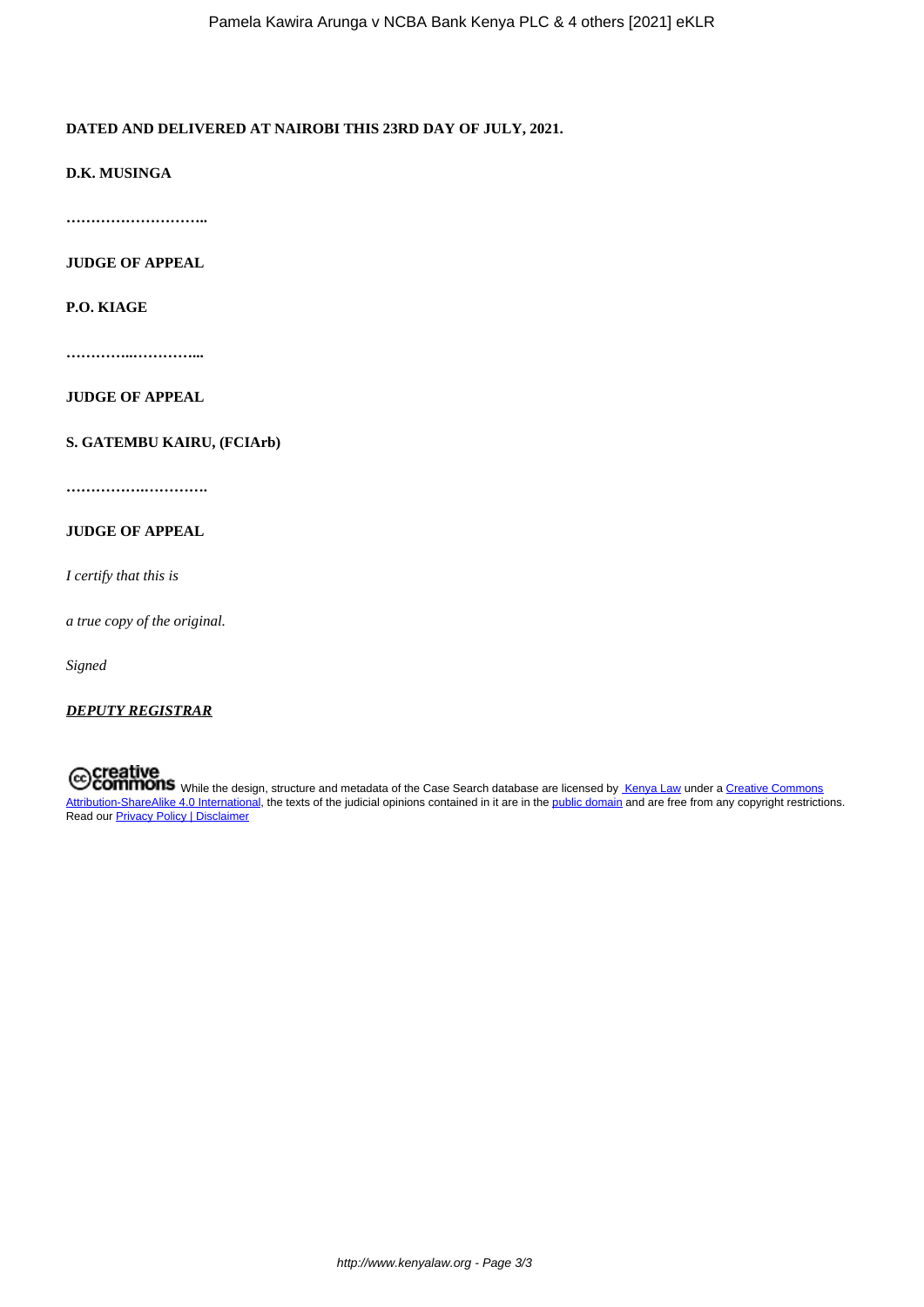**DATED AND DELIVERED AT NAIROBI THIS 23RD DAY OF JULY, 2021.**

**D.K. MUSINGA**

**………………………..**

**JUDGE OF APPEAL**

**P.O. KIAGE**

**…………..…………...**

**JUDGE OF APPEAL**

**S. GATEMBU KAIRU, (FCIArb)**

**…………….………….**

**JUDGE OF APPEAL**

*I certify that this is*

*a true copy of the original.*

*Signed*

***DEPUTY REGISTRAR***

While the design, structure and metadata of the Case Search database are licensed by Kenya Law under a Creative Commons Attribution-ShareAlike 4.0 International, the texts of the judicial opinions contained in it are in the public domain and are free from any copyright restrictions. Read our Privacy Policy | Disclaimer